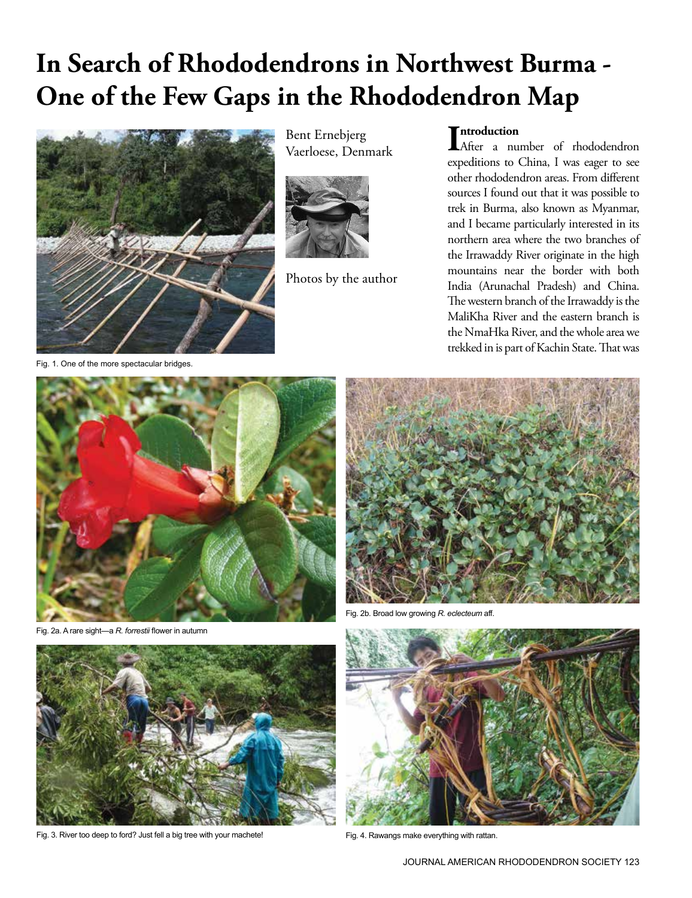# In Search of Rhododendrons in Northwest Burma - One of the Few Gaps in the Rhododendron Map

Fig. 1. One of the more spectacular bridges.

Bent Ernebjerg
Vaerloese, Denmark

Photos by the author

## Introduction

After a number of rhododendron expeditions to China, I was eager to see other rhododendron areas. From different sources I found out that it was possible to trek in Burma, also known as Myanmar, and I became particularly interested in its northern area where the two branches of the Irrawaddy River originate in the high mountains near the border with both India (Arunachal Pradesh) and China. The western branch of the Irrawaddy is the MaliKha River and the eastern branch is the NmaHka River, and the whole area we trekked in is part of Kachin State. That was

Fig. 2a. A rare sight—a *R. forrestii* flower in autumn

Fig. 2b. Broad low growing *R. eclecteum* aff.

Fig. 3. River too deep to ford? Just fell a big tree with your machete!

Fig. 4. Rawangs make everything with rattan.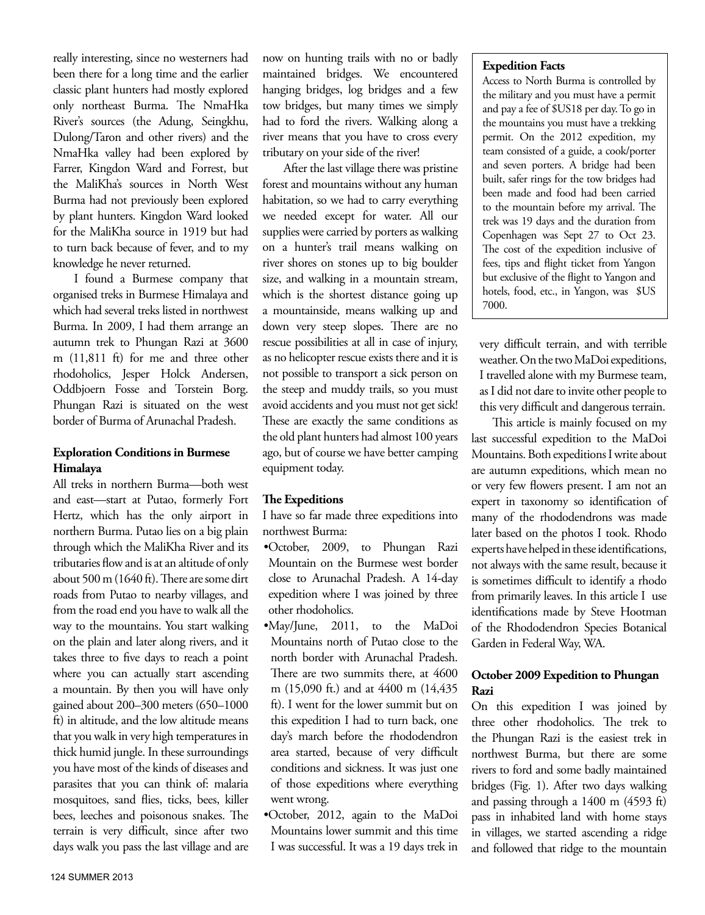really interesting, since no westerners had been there for a long time and the earlier classic plant hunters had mostly explored only northeast Burma. The NmaHka River's sources (the Adung, Seingkhu, Dulong/Taron and other rivers) and the NmaHka valley had been explored by Farrer, Kingdon Ward and Forrest, but the MaliKha's sources in North West Burma had not previously been explored by plant hunters. Kingdon Ward looked for the MaliKha source in 1919 but had to turn back because of fever, and to my knowledge he never returned.

I found a Burmese company that organised treks in Burmese Himalaya and which had several treks listed in northwest Burma. In 2009, I had them arrange an autumn trek to Phungan Razi at 3600 m (11,811 ft) for me and three other rhodoholics, Jesper Holck Andersen, Oddbjoern Fosse and Torstein Borg. Phungan Razi is situated on the west border of Burma of Arunachal Pradesh.

### Exploration Conditions in Burmese Himalaya

All treks in northern Burma—both west and east—start at Putao, formerly Fort Hertz, which has the only airport in northern Burma. Putao lies on a big plain through which the MaliKha River and its tributaries flow and is at an altitude of only about 500 m (1640 ft). There are some dirt roads from Putao to nearby villages, and from the road end you have to walk all the way to the mountains. You start walking on the plain and later along rivers, and it takes three to five days to reach a point where you can actually start ascending a mountain. By then you will have only gained about 200–300 meters (650–1000 ft) in altitude, and the low altitude means that you walk in very high temperatures in thick humid jungle. In these surroundings you have most of the kinds of diseases and parasites that you can think of: malaria mosquitoes, sand flies, ticks, bees, killer bees, leeches and poisonous snakes. The terrain is very difficult, since after two days walk you pass the last village and are now on hunting trails with no or badly maintained bridges. We encountered hanging bridges, log bridges and a few tow bridges, but many times we simply had to ford the rivers. Walking along a river means that you have to cross every tributary on your side of the river!

After the last village there was pristine forest and mountains without any human habitation, so we had to carry everything we needed except for water. All our supplies were carried by porters as walking on a hunter's trail means walking on river shores on stones up to big boulder size, and walking in a mountain stream, which is the shortest distance going up a mountainside, means walking up and down very steep slopes. There are no rescue possibilities at all in case of injury, as no helicopter rescue exists there and it is not possible to transport a sick person on the steep and muddy trails, so you must avoid accidents and you must not get sick! These are exactly the same conditions as the old plant hunters had almost 100 years ago, but of course we have better camping equipment today.

### The Expeditions

I have so far made three expeditions into northwest Burma:

- October, 2009, to Phungan Razi Mountain on the Burmese west border close to Arunachal Pradesh. A 14-day expedition where I was joined by three other rhodoholics.
- May/June, 2011, to the MaDoi Mountains north of Putao close to the north border with Arunachal Pradesh. There are two summits there, at 4600 m (15,090 ft.) and at 4400 m (14,435 ft). I went for the lower summit but on this expedition I had to turn back, one day's march before the rhododendron area started, because of very difficult conditions and sickness. It was just one of those expeditions where everything went wrong.
- October, 2012, again to the MaDoi Mountains lower summit and this time I was successful. It was a 19 days trek in very difficult terrain, and with terrible weather. On the two MaDoi expeditions, I travelled alone with my Burmese team, as I did not dare to invite other people to this very difficult and dangerous terrain.

> **Expedition Facts**
>
> Access to North Burma is controlled by the military and you must have a permit and pay a fee of $US18 per day. To go in the mountains you must have a trekking permit. On the 2012 expedition, my team consisted of a guide, a cook/porter and seven porters. A bridge had been built, safer rings for the tow bridges had been made and food had been carried to the mountain before my arrival. The trek was 19 days and the duration from Copenhagen was Sept 27 to Oct 23. The cost of the expedition inclusive of fees, tips and flight ticket from Yangon but exclusive of the flight to Yangon and hotels, food, etc., in Yangon, was $US 7000.

This article is mainly focused on my last successful expedition to the MaDoi Mountains. Both expeditions I write about are autumn expeditions, which mean no or very few flowers present. I am not an expert in taxonomy so identification of many of the rhododendrons was made later based on the photos I took. Rhodo experts have helped in these identifications, not always with the same result, because it is sometimes difficult to identify a rhodo from primarily leaves. In this article I use identifications made by Steve Hootman of the Rhododendron Species Botanical Garden in Federal Way, WA.

### October 2009 Expedition to Phungan Razi

On this expedition I was joined by three other rhodoholics. The trek to the Phungan Razi is the easiest trek in northwest Burma, but there are some rivers to ford and some badly maintained bridges (Fig. 1). After two days walking and passing through a 1400 m (4593 ft) pass in inhabited land with home stays in villages, we started ascending a ridge and followed that ridge to the mountain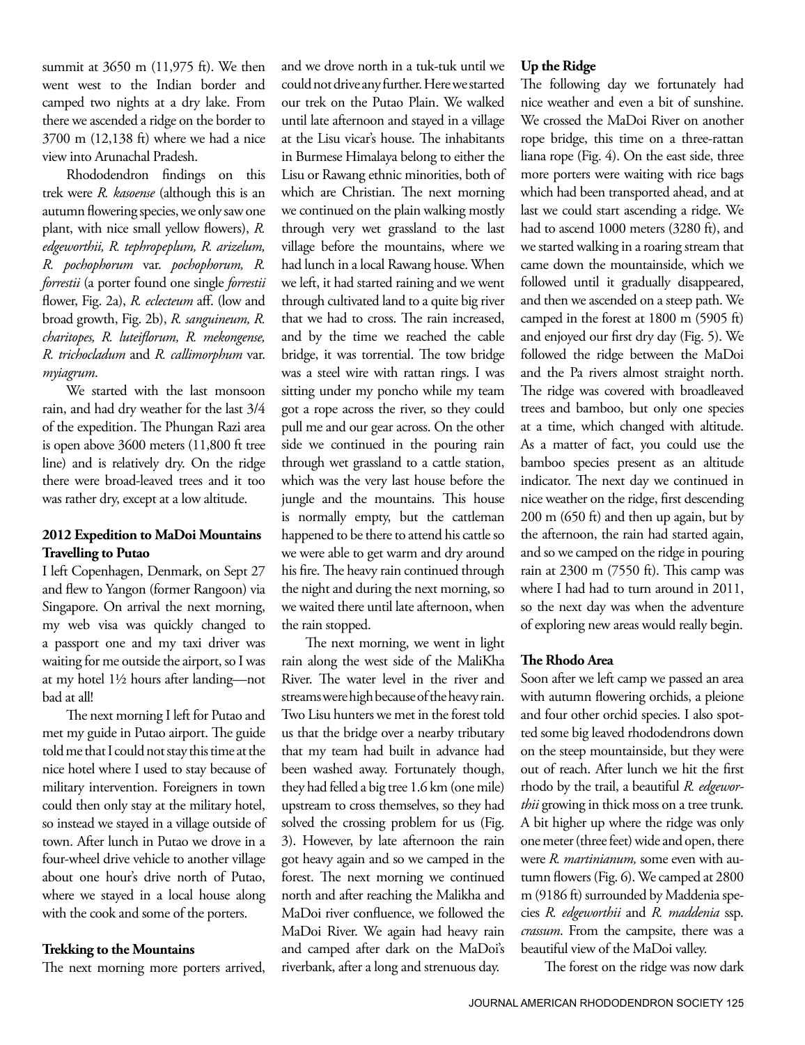summit at 3650 m (11,975 ft). We then went west to the Indian border and camped two nights at a dry lake. From there we ascended a ridge on the border to 3700 m (12,138 ft) where we had a nice view into Arunachal Pradesh.

Rhododendron findings on this trek were *R. kasoense* (although this is an autumn flowering species, we only saw one plant, with nice small yellow flowers), *R. edgeworthii, R. tephropeplum, R. arizelum, R. pochophorum* var. *pochophorum, R. forrestii* (a porter found one single *forrestii* flower, Fig. 2a), *R. eclecteum* aff. (low and broad growth, Fig. 2b), *R. sanguineum, R. charitopes, R. luteiflorum, R. mekongense, R. trichocladum* and *R. callimorphum* var. *myiagrum*.

We started with the last monsoon rain, and had dry weather for the last 3/4 of the expedition. The Phungan Razi area is open above 3600 meters (11,800 ft tree line) and is relatively dry. On the ridge there were broad-leaved trees and it too was rather dry, except at a low altitude.

## 2012 Expedition to MaDoi Mountains

### Travelling to Putao

I left Copenhagen, Denmark, on Sept 27 and flew to Yangon (former Rangoon) via Singapore. On arrival the next morning, my web visa was quickly changed to a passport one and my taxi driver was waiting for me outside the airport, so I was at my hotel 1½ hours after landing—not bad at all!

The next morning I left for Putao and met my guide in Putao airport. The guide told me that I could not stay this time at the nice hotel where I used to stay because of military intervention. Foreigners in town could then only stay at the military hotel, so instead we stayed in a village outside of town. After lunch in Putao we drove in a four-wheel drive vehicle to another village about one hour's drive north of Putao, where we stayed in a local house along with the cook and some of the porters.

### Trekking to the Mountains

The next morning more porters arrived, and we drove north in a tuk-tuk until we could not drive any further. Here we started our trek on the Putao Plain. We walked until late afternoon and stayed in a village at the Lisu vicar's house. The inhabitants in Burmese Himalaya belong to either the Lisu or Rawang ethnic minorities, both of which are Christian. The next morning we continued on the plain walking mostly through very wet grassland to the last village before the mountains, where we had lunch in a local Rawang house. When we left, it had started raining and we went through cultivated land to a quite big river that we had to cross. The rain increased, and by the time we reached the cable bridge, it was torrential. The tow bridge was a steel wire with rattan rings. I was sitting under my poncho while my team got a rope across the river, so they could pull me and our gear across. On the other side we continued in the pouring rain through wet grassland to a cattle station, which was the very last house before the jungle and the mountains. This house is normally empty, but the cattleman happened to be there to attend his cattle so we were able to get warm and dry around his fire. The heavy rain continued through the night and during the next morning, so we waited there until late afternoon, when the rain stopped.

The next morning, we went in light rain along the west side of the MaliKha River. The water level in the river and streams were high because of the heavy rain. Two Lisu hunters we met in the forest told us that the bridge over a nearby tributary that my team had built in advance had been washed away. Fortunately though, they had felled a big tree 1.6 km (one mile) upstream to cross themselves, so they had solved the crossing problem for us (Fig. 3). However, by late afternoon the rain got heavy again and so we camped in the forest. The next morning we continued north and after reaching the Malikha and MaDoi river confluence, we followed the MaDoi River. We again had heavy rain and camped after dark on the MaDoi's riverbank, after a long and strenuous day.

### Up the Ridge

The following day we fortunately had nice weather and even a bit of sunshine. We crossed the MaDoi River on another rope bridge, this time on a three-rattan liana rope (Fig. 4). On the east side, three more porters were waiting with rice bags which had been transported ahead, and at last we could start ascending a ridge. We had to ascend 1000 meters (3280 ft), and we started walking in a roaring stream that came down the mountainside, which we followed until it gradually disappeared, and then we ascended on a steep path. We camped in the forest at 1800 m (5905 ft) and enjoyed our first dry day (Fig. 5). We followed the ridge between the MaDoi and the Pa rivers almost straight north. The ridge was covered with broadleaved trees and bamboo, but only one species at a time, which changed with altitude. As a matter of fact, you could use the bamboo species present as an altitude indicator. The next day we continued in nice weather on the ridge, first descending 200 m (650 ft) and then up again, but by the afternoon, the rain had started again, and so we camped on the ridge in pouring rain at 2300 m (7550 ft). This camp was where I had had to turn around in 2011, so the next day was when the adventure of exploring new areas would really begin.

### The Rhodo Area

Soon after we left camp we passed an area with autumn flowering orchids, a pleione and four other orchid species. I also spotted some big leaved rhododendrons down on the steep mountainside, but they were out of reach. After lunch we hit the first rhodo by the trail, a beautiful *R. edgeworthii* growing in thick moss on a tree trunk. A bit higher up where the ridge was only one meter (three feet) wide and open, there were *R. martinianum,* some even with autumn flowers (Fig. 6). We camped at 2800 m (9186 ft) surrounded by Maddenia species *R. edgeworthii* and *R. maddenia* ssp. *crassum*. From the campsite, there was a beautiful view of the MaDoi valley.

The forest on the ridge was now dark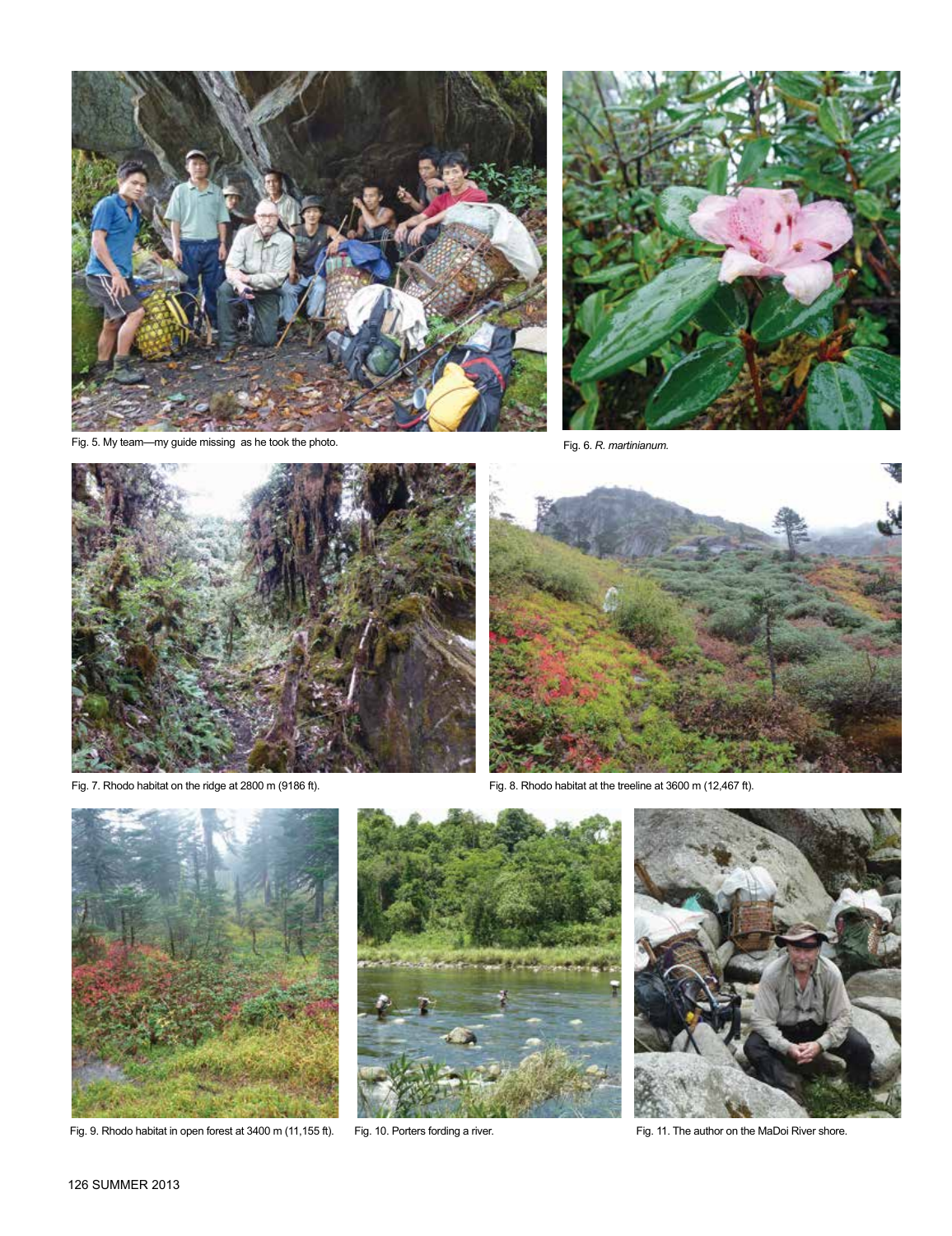Fig. 5. My team—my guide missing as he took the photo.

Fig. 6. *R. martinianum.*

Fig. 7. Rhodo habitat on the ridge at 2800 m (9186 ft).

Fig. 8. Rhodo habitat at the treeline at 3600 m (12,467 ft).

Fig. 9. Rhodo habitat in open forest at 3400 m (11,155 ft).

Fig. 10. Porters fording a river.

Fig. 11. The author on the MaDoi River shore.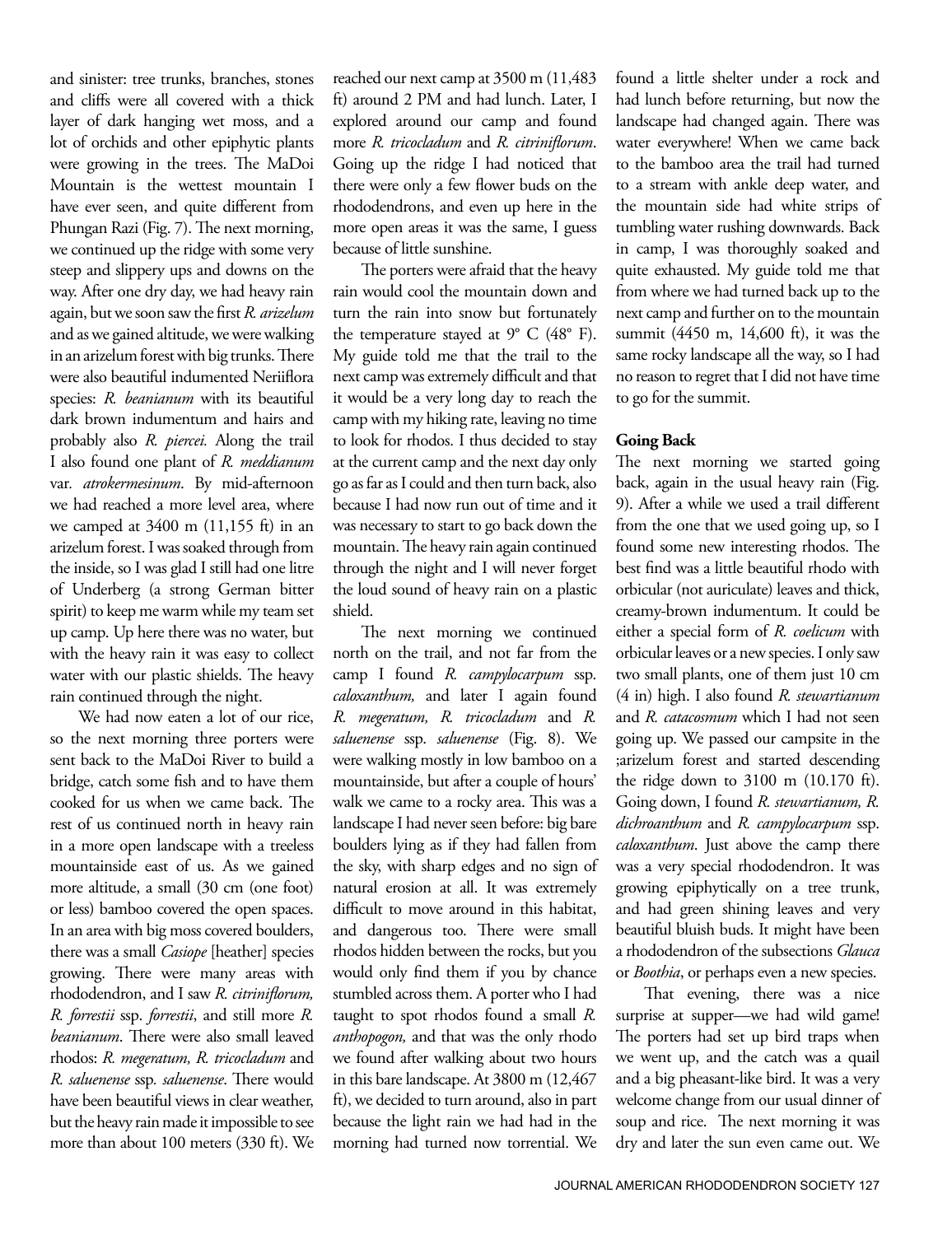and sinister: tree trunks, branches, stones and cliffs were all covered with a thick layer of dark hanging wet moss, and a lot of orchids and other epiphytic plants were growing in the trees. The MaDoi Mountain is the wettest mountain I have ever seen, and quite different from Phungan Razi (Fig. 7). The next morning, we continued up the ridge with some very steep and slippery ups and downs on the way. After one dry day, we had heavy rain again, but we soon saw the first *R. arizelum* and as we gained altitude, we were walking in an arizelum forest with big trunks. There were also beautiful indumented Neriiflora species: *R. beanianum* with its beautiful dark brown indumentum and hairs and probably also *R. piercei.* Along the trail I also found one plant of *R. meddianum* var. *atrokermesinum*. By mid-afternoon we had reached a more level area, where we camped at 3400 m (11,155 ft) in an arizelum forest. I was soaked through from the inside, so I was glad I still had one litre of Underberg (a strong German bitter spirit) to keep me warm while my team set up camp. Up here there was no water, but with the heavy rain it was easy to collect water with our plastic shields. The heavy rain continued through the night.

We had now eaten a lot of our rice, so the next morning three porters were sent back to the MaDoi River to build a bridge, catch some fish and to have them cooked for us when we came back. The rest of us continued north in heavy rain in a more open landscape with a treeless mountainside east of us. As we gained more altitude, a small (30 cm (one foot) or less) bamboo covered the open spaces. In an area with big moss covered boulders, there was a small *Casiope* [heather] species growing. There were many areas with rhododendron, and I saw *R. citriniflorum, R. forrestii* ssp. *forrestii*, and still more *R. beanianum*. There were also small leaved rhodos: *R. megeratum, R. tricocladum* and *R. saluenense* ssp. *saluenense*. There would have been beautiful views in clear weather, but the heavy rain made it impossible to see more than about 100 meters (330 ft). We reached our next camp at 3500 m (11,483 ft) around 2 PM and had lunch. Later, I explored around our camp and found more *R. tricocladum* and *R. citriniflorum*. Going up the ridge I had noticed that there were only a few flower buds on the rhododendrons, and even up here in the more open areas it was the same, I guess because of little sunshine.

The porters were afraid that the heavy rain would cool the mountain down and turn the rain into snow but fortunately the temperature stayed at 9° C (48° F). My guide told me that the trail to the next camp was extremely difficult and that it would be a very long day to reach the camp with my hiking rate, leaving no time to look for rhodos. I thus decided to stay at the current camp and the next day only go as far as I could and then turn back, also because I had now run out of time and it was necessary to start to go back down the mountain. The heavy rain again continued through the night and I will never forget the loud sound of heavy rain on a plastic shield.

The next morning we continued north on the trail, and not far from the camp I found *R. campylocarpum* ssp. *caloxanthum,* and later I again found *R. megeratum, R. tricocladum* and *R. saluenense* ssp. *saluenense* (Fig. 8). We were walking mostly in low bamboo on a mountainside, but after a couple of hours' walk we came to a rocky area. This was a landscape I had never seen before: big bare boulders lying as if they had fallen from the sky, with sharp edges and no sign of natural erosion at all. It was extremely difficult to move around in this habitat, and dangerous too. There were small rhodos hidden between the rocks, but you would only find them if you by chance stumbled across them. A porter who I had taught to spot rhodos found a small *R. anthopogon,* and that was the only rhodo we found after walking about two hours in this bare landscape. At 3800 m (12,467 ft), we decided to turn around, also in part because the light rain we had had in the morning had turned now torrential. We found a little shelter under a rock and had lunch before returning, but now the landscape had changed again. There was water everywhere! When we came back to the bamboo area the trail had turned to a stream with ankle deep water, and the mountain side had white strips of tumbling water rushing downwards. Back in camp, I was thoroughly soaked and quite exhausted. My guide told me that from where we had turned back up to the next camp and further on to the mountain summit (4450 m, 14,600 ft), it was the same rocky landscape all the way, so I had no reason to regret that I did not have time to go for the summit.

**Going Back**

The next morning we started going back, again in the usual heavy rain (Fig. 9). After a while we used a trail different from the one that we used going up, so I found some new interesting rhodos. The best find was a little beautiful rhodo with orbicular (not auriculate) leaves and thick, creamy-brown indumentum. It could be either a special form of *R. coelicum* with orbicular leaves or a new species. I only saw two small plants, one of them just 10 cm (4 in) high. I also found *R. stewartianum* and *R. catacosmum* which I had not seen going up. We passed our campsite in the ;arizelum forest and started descending the ridge down to 3100 m (10.170 ft). Going down, I found *R. stewartianum, R. dichroanthum* and *R. campylocarpum* ssp. *caloxanthum*. Just above the camp there was a very special rhododendron. It was growing epiphytically on a tree trunk, and had green shining leaves and very beautiful bluish buds. It might have been a rhododendron of the subsections *Glauca* or *Boothia*, or perhaps even a new species.

That evening, there was a nice surprise at supper—we had wild game! The porters had set up bird traps when we went up, and the catch was a quail and a big pheasant-like bird. It was a very welcome change from our usual dinner of soup and rice. The next morning it was dry and later the sun even came out. We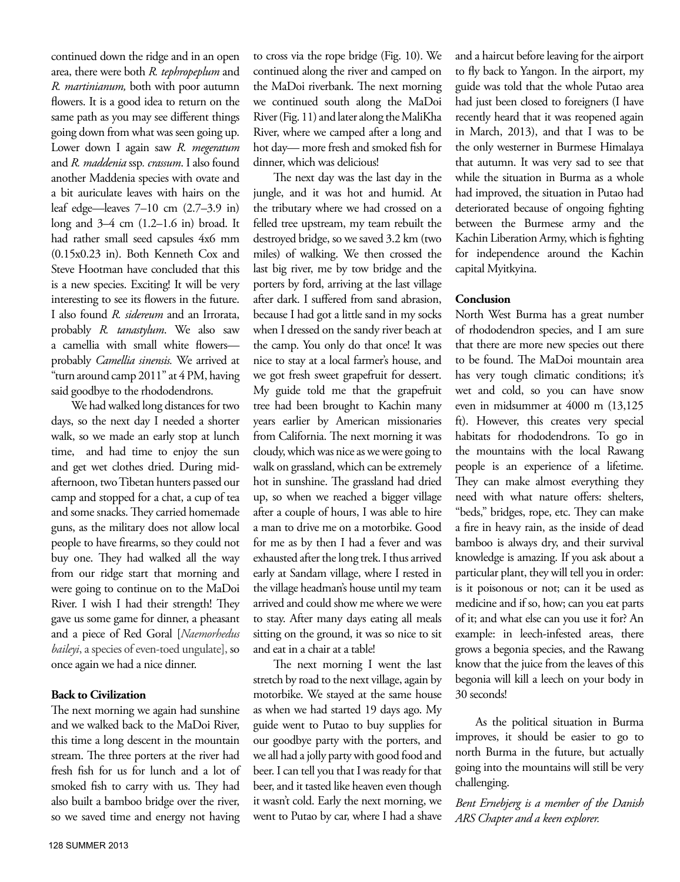continued down the ridge and in an open area, there were both *R. tephropeplum* and *R. martinianum,* both with poor autumn flowers. It is a good idea to return on the same path as you may see different things going down from what was seen going up. Lower down I again saw *R. megeratum* and *R. maddenia* ssp. *crassum*. I also found another Maddenia species with ovate and a bit auriculate leaves with hairs on the leaf edge—leaves 7–10 cm (2.7–3.9 in) long and 3–4 cm (1.2–1.6 in) broad. It had rather small seed capsules 4x6 mm (0.15x0.23 in). Both Kenneth Cox and Steve Hootman have concluded that this is a new species. Exciting! It will be very interesting to see its flowers in the future. I also found *R. sidereum* and an Irrorata, probably *R. tanastylum*. We also saw a camellia with small white flowers—probably *Camellia sinensis.* We arrived at "turn around camp 2011" at 4 PM, having said goodbye to the rhododendrons.

We had walked long distances for two days, so the next day I needed a shorter walk, so we made an early stop at lunch time, and had time to enjoy the sun and get wet clothes dried. During mid-afternoon, two Tibetan hunters passed our camp and stopped for a chat, a cup of tea and some snacks. They carried homemade guns, as the military does not allow local people to have firearms, so they could not buy one. They had walked all the way from our ridge start that morning and were going to continue on to the MaDoi River. I wish I had their strength! They gave us some game for dinner, a pheasant and a piece of Red Goral [*Naemorhedus baileyi*, a species of even-toed ungulate], so once again we had a nice dinner.

### Back to Civilization

The next morning we again had sunshine and we walked back to the MaDoi River, this time a long descent in the mountain stream. The three porters at the river had fresh fish for us for lunch and a lot of smoked fish to carry with us. They had also built a bamboo bridge over the river, so we saved time and energy not having to cross via the rope bridge (Fig. 10). We continued along the river and camped on the MaDoi riverbank. The next morning we continued south along the MaDoi River (Fig. 11) and later along the MaliKha River, where we camped after a long and hot day— more fresh and smoked fish for dinner, which was delicious!

The next day was the last day in the jungle, and it was hot and humid. At the tributary where we had crossed on a felled tree upstream, my team rebuilt the destroyed bridge, so we saved 3.2 km (two miles) of walking. We then crossed the last big river, me by tow bridge and the porters by ford, arriving at the last village after dark. I suffered from sand abrasion, because I had got a little sand in my socks when I dressed on the sandy river beach at the camp. You only do that once! It was nice to stay at a local farmer's house, and we got fresh sweet grapefruit for dessert. My guide told me that the grapefruit tree had been brought to Kachin many years earlier by American missionaries from California. The next morning it was cloudy, which was nice as we were going to walk on grassland, which can be extremely hot in sunshine. The grassland had dried up, so when we reached a bigger village after a couple of hours, I was able to hire a man to drive me on a motorbike. Good for me as by then I had a fever and was exhausted after the long trek. I thus arrived early at Sandam village, where I rested in the village headman's house until my team arrived and could show me where we were to stay. After many days eating all meals sitting on the ground, it was so nice to sit and eat in a chair at a table!

The next morning I went the last stretch by road to the next village, again by motorbike. We stayed at the same house as when we had started 19 days ago. My guide went to Putao to buy supplies for our goodbye party with the porters, and we all had a jolly party with good food and beer. I can tell you that I was ready for that beer, and it tasted like heaven even though it wasn't cold. Early the next morning, we went to Putao by car, where I had a shave and a haircut before leaving for the airport to fly back to Yangon. In the airport, my guide was told that the whole Putao area had just been closed to foreigners (I have recently heard that it was reopened again in March, 2013), and that I was to be the only westerner in Burmese Himalaya that autumn. It was very sad to see that while the situation in Burma as a whole had improved, the situation in Putao had deteriorated because of ongoing fighting between the Burmese army and the Kachin Liberation Army, which is fighting for independence around the Kachin capital Myitkyina.

### Conclusion

North West Burma has a great number of rhododendron species, and I am sure that there are more new species out there to be found. The MaDoi mountain area has very tough climatic conditions; it's wet and cold, so you can have snow even in midsummer at 4000 m (13,125 ft). However, this creates very special habitats for rhododendrons. To go in the mountains with the local Rawang people is an experience of a lifetime. They can make almost everything they need with what nature offers: shelters, "beds," bridges, rope, etc. They can make a fire in heavy rain, as the inside of dead bamboo is always dry, and their survival knowledge is amazing. If you ask about a particular plant, they will tell you in order: is it poisonous or not; can it be used as medicine and if so, how; can you eat parts of it; and what else can you use it for? An example: in leech-infested areas, there grows a begonia species, and the Rawang know that the juice from the leaves of this begonia will kill a leech on your body in 30 seconds!

As the political situation in Burma improves, it should be easier to go to north Burma in the future, but actually going into the mountains will still be very challenging.

*Bent Ernebjerg is a member of the Danish ARS Chapter and a keen explorer.*